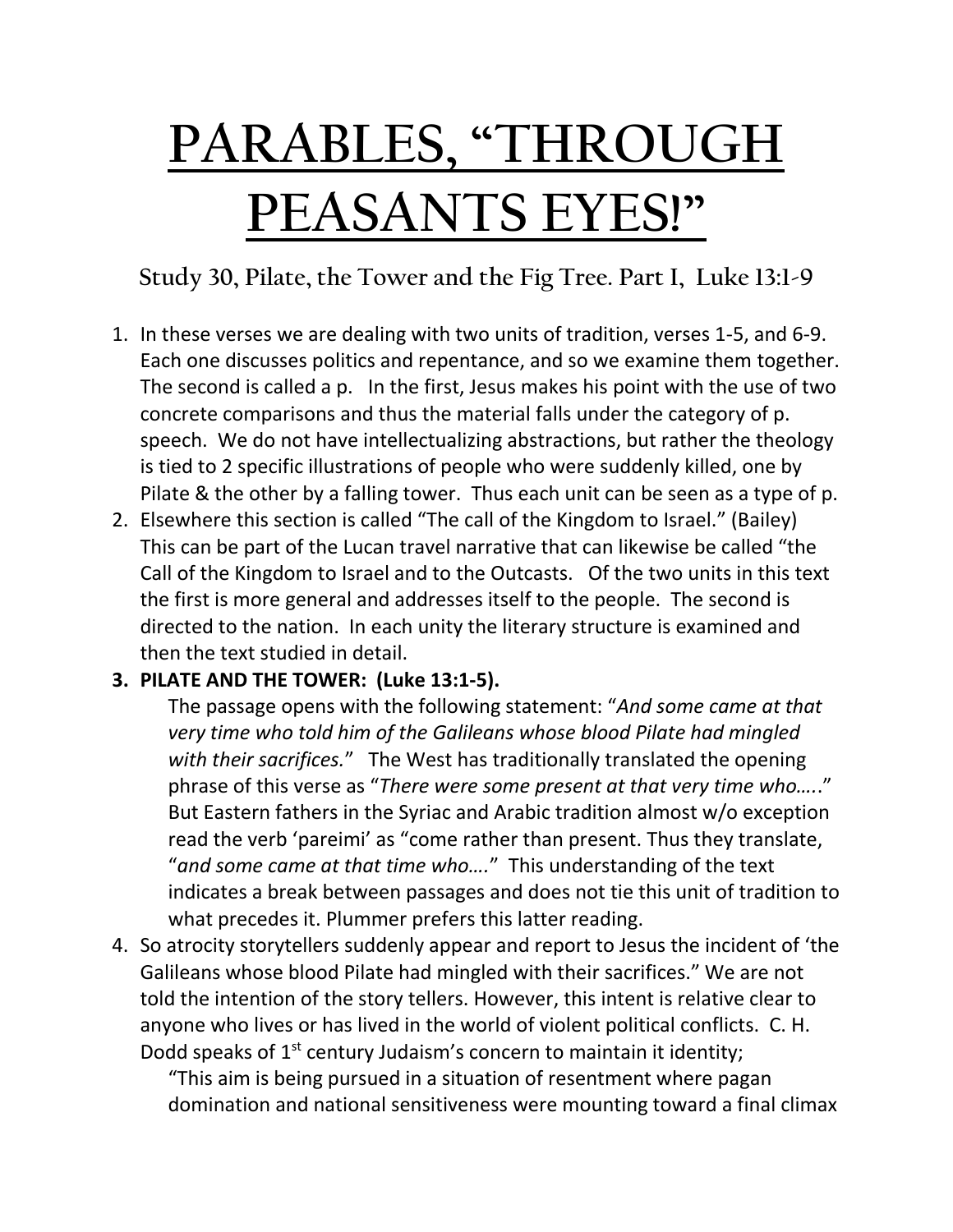# PARABLES, "THROUGH PEASANTS EYES!"

## Study 30, Pilate, the Tower and the Fig Tree. Part I, Luke 13:1-9

1. In these verses we are dealing with two units of tradition, verses 1-5, and 6-9. Each one discusses politics and repentance, and so we examine them together. The second is called a p. In the first, Jesus makes his point with the use of two concrete comparisons and thus the material falls under the category of p. speech. We do not have intellectualizing abstractions, but rather the theology is tied to 2 specific illustrations of people who were suddenly killed, one by Pilate & the other by a falling tower. Thus each unit can be seen as a type of p.
2. Elsewhere this section is called "The call of the Kingdom to Israel." (Bailey) This can be part of the Lucan travel narrative that can likewise be called "the Call of the Kingdom to Israel and to the Outcasts. Of the two units in this text the first is more general and addresses itself to the people. The second is directed to the nation. In each unity the literary structure is examined and then the text studied in detail.
3. **PILATE AND THE TOWER: (Luke 13:1-5).**
   The passage opens with the following statement: "*And some came at that very time who told him of the Galileans whose blood Pilate had mingled with their sacrifices.*" The West has traditionally translated the opening phrase of this verse as "*There were some present at that very time who…..*" But Eastern fathers in the Syriac and Arabic tradition almost w/o exception read the verb 'pareimi' as "come rather than present. Thus they translate, "*and some came at that time who….*" This understanding of the text indicates a break between passages and does not tie this unit of tradition to what precedes it. Plummer prefers this latter reading.
4. So atrocity storytellers suddenly appear and report to Jesus the incident of 'the Galileans whose blood Pilate had mingled with their sacrifices." We are not told the intention of the story tellers. However, this intent is relative clear to anyone who lives or has lived in the world of violent political conflicts. C. H. Dodd speaks of 1st century Judaism's concern to maintain it identity;
   "This aim is being pursued in a situation of resentment where pagan domination and national sensitiveness were mounting toward a final climax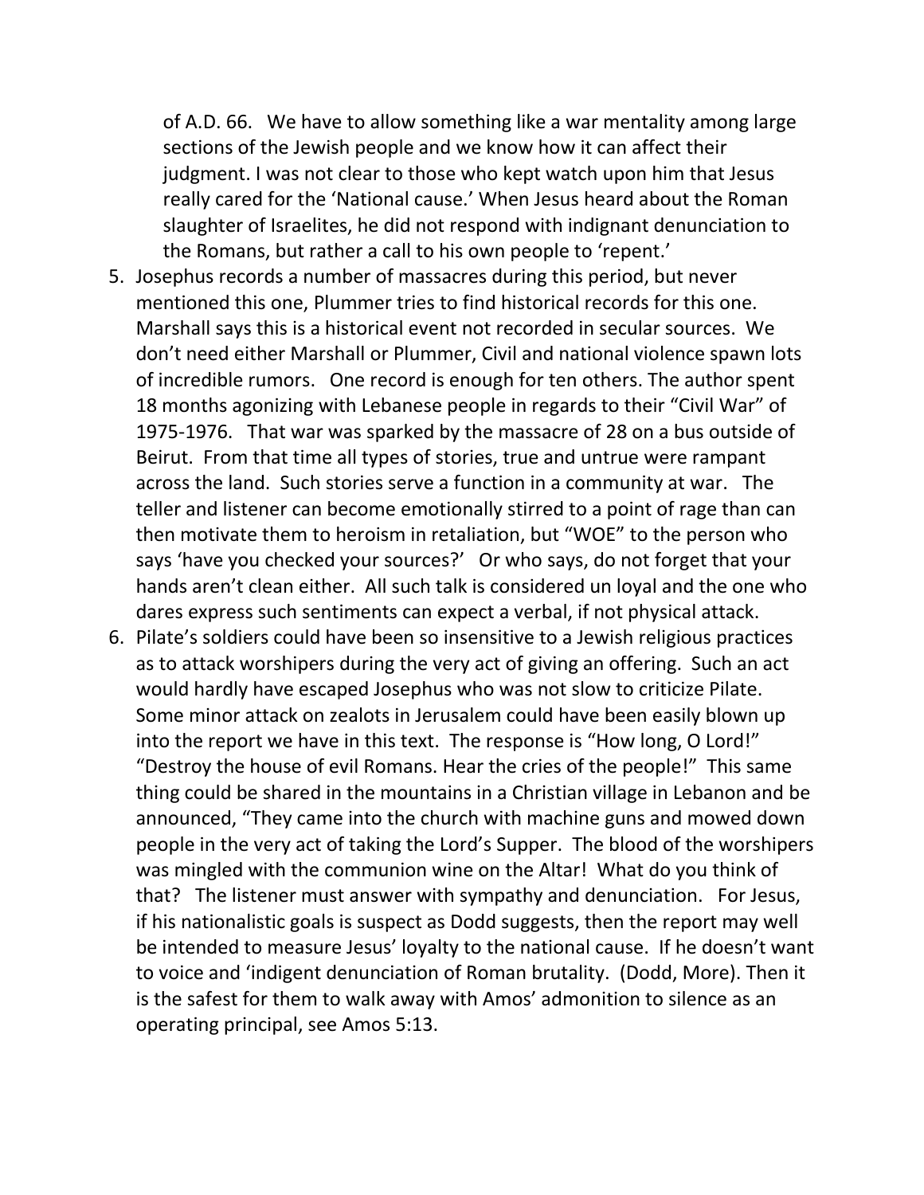of A.D. 66. We have to allow something like a war mentality among large sections of the Jewish people and we know how it can affect their judgment. I was not clear to those who kept watch upon him that Jesus really cared for the 'National cause.' When Jesus heard about the Roman slaughter of Israelites, he did not respond with indignant denunciation to the Romans, but rather a call to his own people to 'repent.'

5. Josephus records a number of massacres during this period, but never mentioned this one, Plummer tries to find historical records for this one. Marshall says this is a historical event not recorded in secular sources. We don't need either Marshall or Plummer, Civil and national violence spawn lots of incredible rumors. One record is enough for ten others. The author spent 18 months agonizing with Lebanese people in regards to their "Civil War" of 1975-1976. That war was sparked by the massacre of 28 on a bus outside of Beirut. From that time all types of stories, true and untrue were rampant across the land. Such stories serve a function in a community at war. The teller and listener can become emotionally stirred to a point of rage than can then motivate them to heroism in retaliation, but "WOE" to the person who says 'have you checked your sources?' Or who says, do not forget that your hands aren't clean either. All such talk is considered un loyal and the one who dares express such sentiments can expect a verbal, if not physical attack.
6. Pilate's soldiers could have been so insensitive to a Jewish religious practices as to attack worshipers during the very act of giving an offering. Such an act would hardly have escaped Josephus who was not slow to criticize Pilate. Some minor attack on zealots in Jerusalem could have been easily blown up into the report we have in this text. The response is "How long, O Lord!" "Destroy the house of evil Romans. Hear the cries of the people!" This same thing could be shared in the mountains in a Christian village in Lebanon and be announced, "They came into the church with machine guns and mowed down people in the very act of taking the Lord's Supper. The blood of the worshipers was mingled with the communion wine on the Altar! What do you think of that? The listener must answer with sympathy and denunciation. For Jesus, if his nationalistic goals is suspect as Dodd suggests, then the report may well be intended to measure Jesus' loyalty to the national cause. If he doesn't want to voice and 'indigent denunciation of Roman brutality. (Dodd, More). Then it is the safest for them to walk away with Amos' admonition to silence as an operating principal, see Amos 5:13.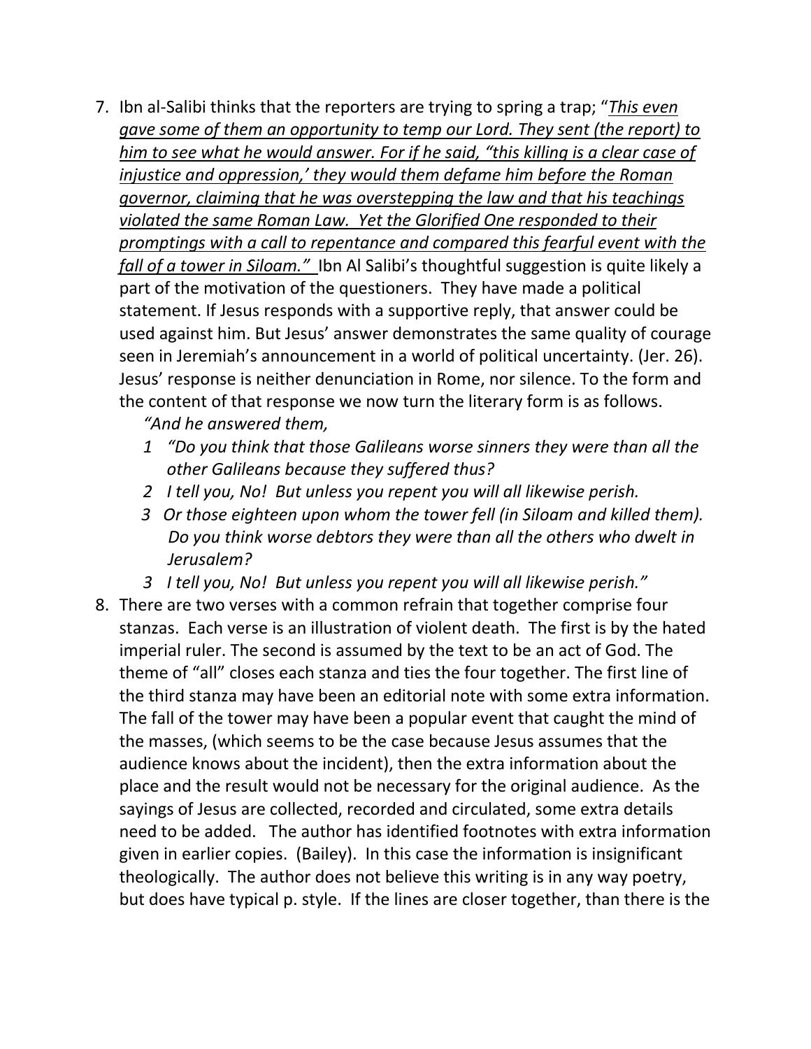7. Ibn al-Salibi thinks that the reporters are trying to spring a trap; "*This even gave some of them an opportunity to temp our Lord. They sent (the report) to him to see what he would answer. For if he said, "this killing is a clear case of injustice and oppression,' they would them defame him before the Roman governor, claiming that he was overstepping the law and that his teachings violated the same Roman Law. Yet the Glorified One responded to their promptings with a call to repentance and compared this fearful event with the fall of a tower in Siloam."* Ibn Al Salibi's thoughtful suggestion is quite likely a part of the motivation of the questioners. They have made a political statement. If Jesus responds with a supportive reply, that answer could be used against him. But Jesus' answer demonstrates the same quality of courage seen in Jeremiah's announcement in a world of political uncertainty. (Jer. 26). Jesus' response is neither denunciation in Rome, nor silence. To the form and the content of that response we now turn the literary form is as follows.

   *"And he answered them,*

   *1 "Do you think that those Galileans worse sinners they were than all the other Galileans because they suffered thus?*

   *2 I tell you, No! But unless you repent you will all likewise perish.*

   *3 Or those eighteen upon whom the tower fell (in Siloam and killed them). Do you think worse debtors they were than all the others who dwelt in Jerusalem?*

   *3 I tell you, No! But unless you repent you will all likewise perish."*

8. There are two verses with a common refrain that together comprise four stanzas. Each verse is an illustration of violent death. The first is by the hated imperial ruler. The second is assumed by the text to be an act of God. The theme of "all" closes each stanza and ties the four together. The first line of the third stanza may have been an editorial note with some extra information. The fall of the tower may have been a popular event that caught the mind of the masses, (which seems to be the case because Jesus assumes that the audience knows about the incident), then the extra information about the place and the result would not be necessary for the original audience. As the sayings of Jesus are collected, recorded and circulated, some extra details need to be added. The author has identified footnotes with extra information given in earlier copies. (Bailey). In this case the information is insignificant theologically. The author does not believe this writing is in any way poetry, but does have typical p. style. If the lines are closer together, than there is the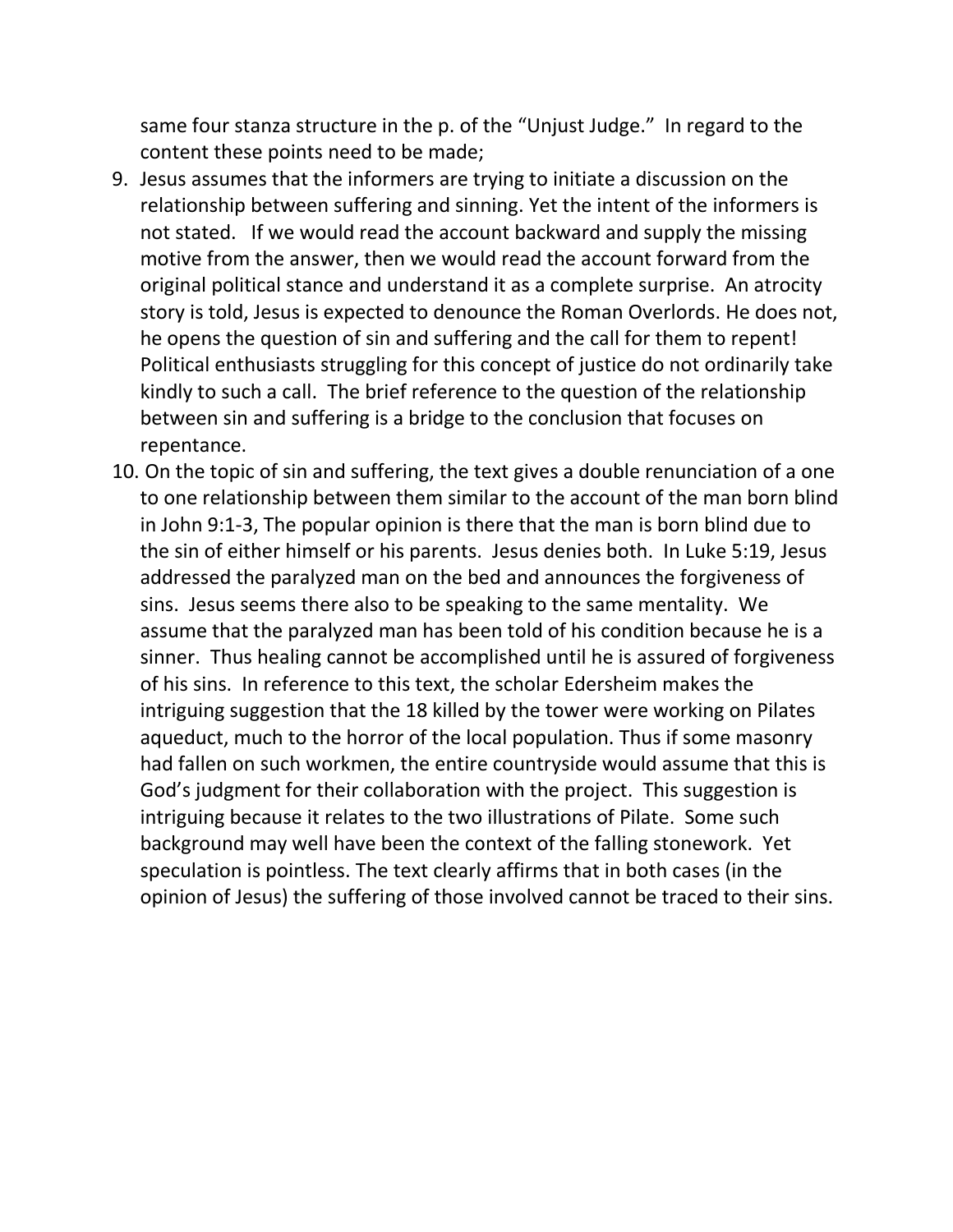same four stanza structure in the p. of the "Unjust Judge." In regard to the content these points need to be made;

9. Jesus assumes that the informers are trying to initiate a discussion on the relationship between suffering and sinning. Yet the intent of the informers is not stated. If we would read the account backward and supply the missing motive from the answer, then we would read the account forward from the original political stance and understand it as a complete surprise. An atrocity story is told, Jesus is expected to denounce the Roman Overlords. He does not, he opens the question of sin and suffering and the call for them to repent! Political enthusiasts struggling for this concept of justice do not ordinarily take kindly to such a call. The brief reference to the question of the relationship between sin and suffering is a bridge to the conclusion that focuses on repentance.
10. On the topic of sin and suffering, the text gives a double renunciation of a one to one relationship between them similar to the account of the man born blind in John 9:1-3, The popular opinion is there that the man is born blind due to the sin of either himself or his parents. Jesus denies both. In Luke 5:19, Jesus addressed the paralyzed man on the bed and announces the forgiveness of sins. Jesus seems there also to be speaking to the same mentality. We assume that the paralyzed man has been told of his condition because he is a sinner. Thus healing cannot be accomplished until he is assured of forgiveness of his sins. In reference to this text, the scholar Edersheim makes the intriguing suggestion that the 18 killed by the tower were working on Pilates aqueduct, much to the horror of the local population. Thus if some masonry had fallen on such workmen, the entire countryside would assume that this is God's judgment for their collaboration with the project. This suggestion is intriguing because it relates to the two illustrations of Pilate. Some such background may well have been the context of the falling stonework. Yet speculation is pointless. The text clearly affirms that in both cases (in the opinion of Jesus) the suffering of those involved cannot be traced to their sins.